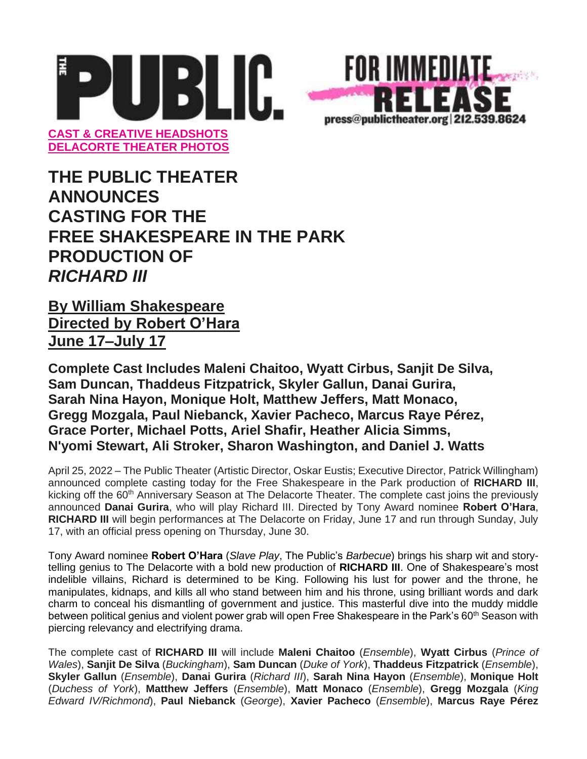THE PUBLIC

FOR IMMEDIATE RELEASE

press@publictheater.org | 212.539.8624

**CAST & CREATIVE HEADSHOTS**
**DELACORTE THEATER PHOTOS**

# THE PUBLIC THEATER ANNOUNCES CASTING FOR THE FREE SHAKESPEARE IN THE PARK PRODUCTION OF *RICHARD III*

## By William Shakespeare
## Directed by Robert O'Hara
## June 17–July 17

**Complete Cast Includes Maleni Chaitoo, Wyatt Cirbus, Sanjit De Silva, Sam Duncan, Thaddeus Fitzpatrick, Skyler Gallun, Danai Gurira, Sarah Nina Hayon, Monique Holt, Matthew Jeffers, Matt Monaco, Gregg Mozgala, Paul Niebanck, Xavier Pacheco, Marcus Raye Pérez, Grace Porter, Michael Potts, Ariel Shafir, Heather Alicia Simms, N'yomi Stewart, Ali Stroker, Sharon Washington, and Daniel J. Watts**

April 25, 2022 – The Public Theater (Artistic Director, Oskar Eustis; Executive Director, Patrick Willingham) announced complete casting today for the Free Shakespeare in the Park production of **RICHARD III**, kicking off the 60th Anniversary Season at The Delacorte Theater. The complete cast joins the previously announced **Danai Gurira**, who will play Richard III. Directed by Tony Award nominee **Robert O'Hara**, **RICHARD III** will begin performances at The Delacorte on Friday, June 17 and run through Sunday, July 17, with an official press opening on Thursday, June 30.

Tony Award nominee **Robert O'Hara** (*Slave Play*, The Public's *Barbecue*) brings his sharp wit and story-telling genius to The Delacorte with a bold new production of **RICHARD III**. One of Shakespeare's most indelible villains, Richard is determined to be King. Following his lust for power and the throne, he manipulates, kidnaps, and kills all who stand between him and his throne, using brilliant words and dark charm to conceal his dismantling of government and justice. This masterful dive into the muddy middle between political genius and violent power grab will open Free Shakespeare in the Park's 60th Season with piercing relevancy and electrifying drama.

The complete cast of **RICHARD III** will include **Maleni Chaitoo** (*Ensemble*), **Wyatt Cirbus** (*Prince of Wales*), **Sanjit De Silva** (*Buckingham*), **Sam Duncan** (*Duke of York*), **Thaddeus Fitzpatrick** (*Ensemble*), **Skyler Gallun** (*Ensemble*), **Danai Gurira** (*Richard III*), **Sarah Nina Hayon** (*Ensemble*), **Monique Holt** (*Duchess of York*), **Matthew Jeffers** (*Ensemble*), **Matt Monaco** (*Ensemble*), **Gregg Mozgala** (*King Edward IV/Richmond*), **Paul Niebanck** (*George*), **Xavier Pacheco** (*Ensemble*), **Marcus Raye Pérez**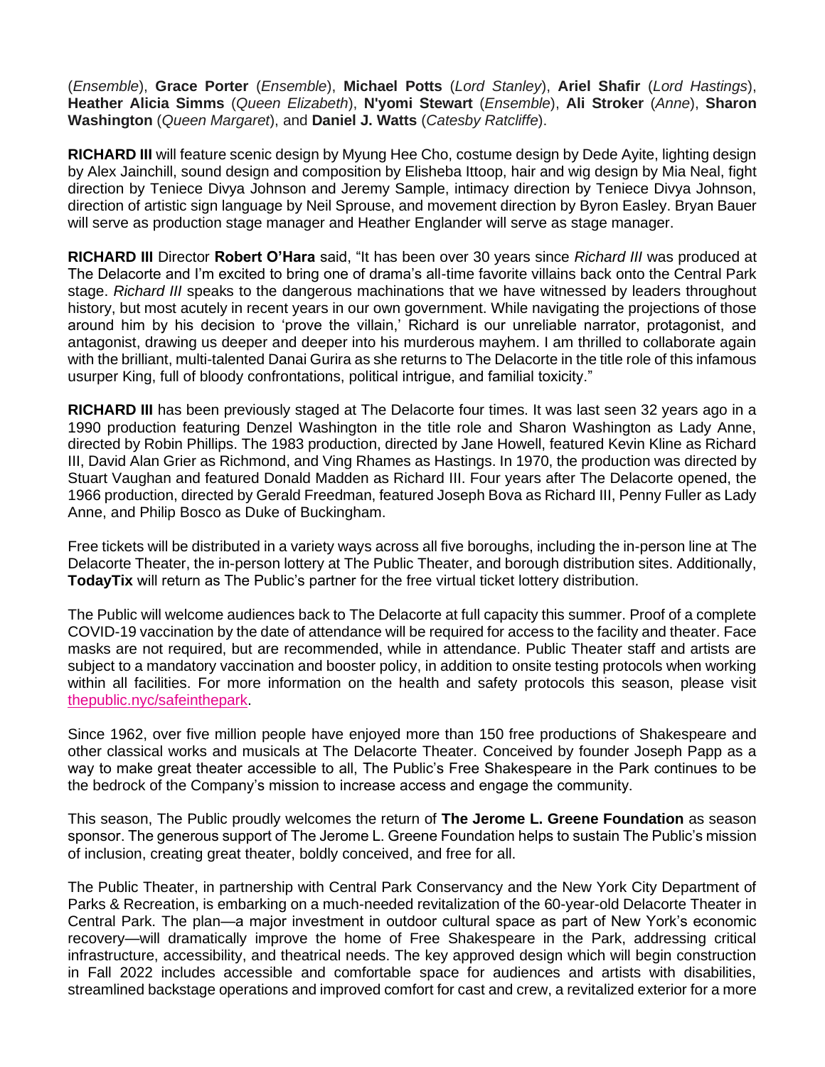(*Ensemble*), **Grace Porter** (*Ensemble*), **Michael Potts** (*Lord Stanley*), **Ariel Shafir** (*Lord Hastings*), **Heather Alicia Simms** (*Queen Elizabeth*), **N'yomi Stewart** (*Ensemble*), **Ali Stroker** (*Anne*), **Sharon Washington** (*Queen Margaret*), and **Daniel J. Watts** (*Catesby Ratcliffe*).

**RICHARD III** will feature scenic design by Myung Hee Cho, costume design by Dede Ayite, lighting design by Alex Jainchill, sound design and composition by Elisheba Ittoop, hair and wig design by Mia Neal, fight direction by Teniece Divya Johnson and Jeremy Sample, intimacy direction by Teniece Divya Johnson, direction of artistic sign language by Neil Sprouse, and movement direction by Byron Easley. Bryan Bauer will serve as production stage manager and Heather Englander will serve as stage manager.

**RICHARD III** Director **Robert O'Hara** said, "It has been over 30 years since *Richard III* was produced at The Delacorte and I'm excited to bring one of drama's all-time favorite villains back onto the Central Park stage. *Richard III* speaks to the dangerous machinations that we have witnessed by leaders throughout history, but most acutely in recent years in our own government. While navigating the projections of those around him by his decision to 'prove the villain,' Richard is our unreliable narrator, protagonist, and antagonist, drawing us deeper and deeper into his murderous mayhem. I am thrilled to collaborate again with the brilliant, multi-talented Danai Gurira as she returns to The Delacorte in the title role of this infamous usurper King, full of bloody confrontations, political intrigue, and familial toxicity."

**RICHARD III** has been previously staged at The Delacorte four times. It was last seen 32 years ago in a 1990 production featuring Denzel Washington in the title role and Sharon Washington as Lady Anne, directed by Robin Phillips. The 1983 production, directed by Jane Howell, featured Kevin Kline as Richard III, David Alan Grier as Richmond, and Ving Rhames as Hastings. In 1970, the production was directed by Stuart Vaughan and featured Donald Madden as Richard III. Four years after The Delacorte opened, the 1966 production, directed by Gerald Freedman, featured Joseph Bova as Richard III, Penny Fuller as Lady Anne, and Philip Bosco as Duke of Buckingham.

Free tickets will be distributed in a variety ways across all five boroughs, including the in-person line at The Delacorte Theater, the in-person lottery at The Public Theater, and borough distribution sites. Additionally, **TodayTix** will return as The Public's partner for the free virtual ticket lottery distribution.

The Public will welcome audiences back to The Delacorte at full capacity this summer. Proof of a complete COVID-19 vaccination by the date of attendance will be required for access to the facility and theater. Face masks are not required, but are recommended, while in attendance. Public Theater staff and artists are subject to a mandatory vaccination and booster policy, in addition to onsite testing protocols when working within all facilities. For more information on the health and safety protocols this season, please visit thepublic.nyc/safeinthepark.

Since 1962, over five million people have enjoyed more than 150 free productions of Shakespeare and other classical works and musicals at The Delacorte Theater. Conceived by founder Joseph Papp as a way to make great theater accessible to all, The Public's Free Shakespeare in the Park continues to be the bedrock of the Company's mission to increase access and engage the community.

This season, The Public proudly welcomes the return of **The Jerome L. Greene Foundation** as season sponsor. The generous support of The Jerome L. Greene Foundation helps to sustain The Public's mission of inclusion, creating great theater, boldly conceived, and free for all.

The Public Theater, in partnership with Central Park Conservancy and the New York City Department of Parks & Recreation, is embarking on a much-needed revitalization of the 60-year-old Delacorte Theater in Central Park. The plan—a major investment in outdoor cultural space as part of New York's economic recovery—will dramatically improve the home of Free Shakespeare in the Park, addressing critical infrastructure, accessibility, and theatrical needs. The key approved design which will begin construction in Fall 2022 includes accessible and comfortable space for audiences and artists with disabilities, streamlined backstage operations and improved comfort for cast and crew, a revitalized exterior for a more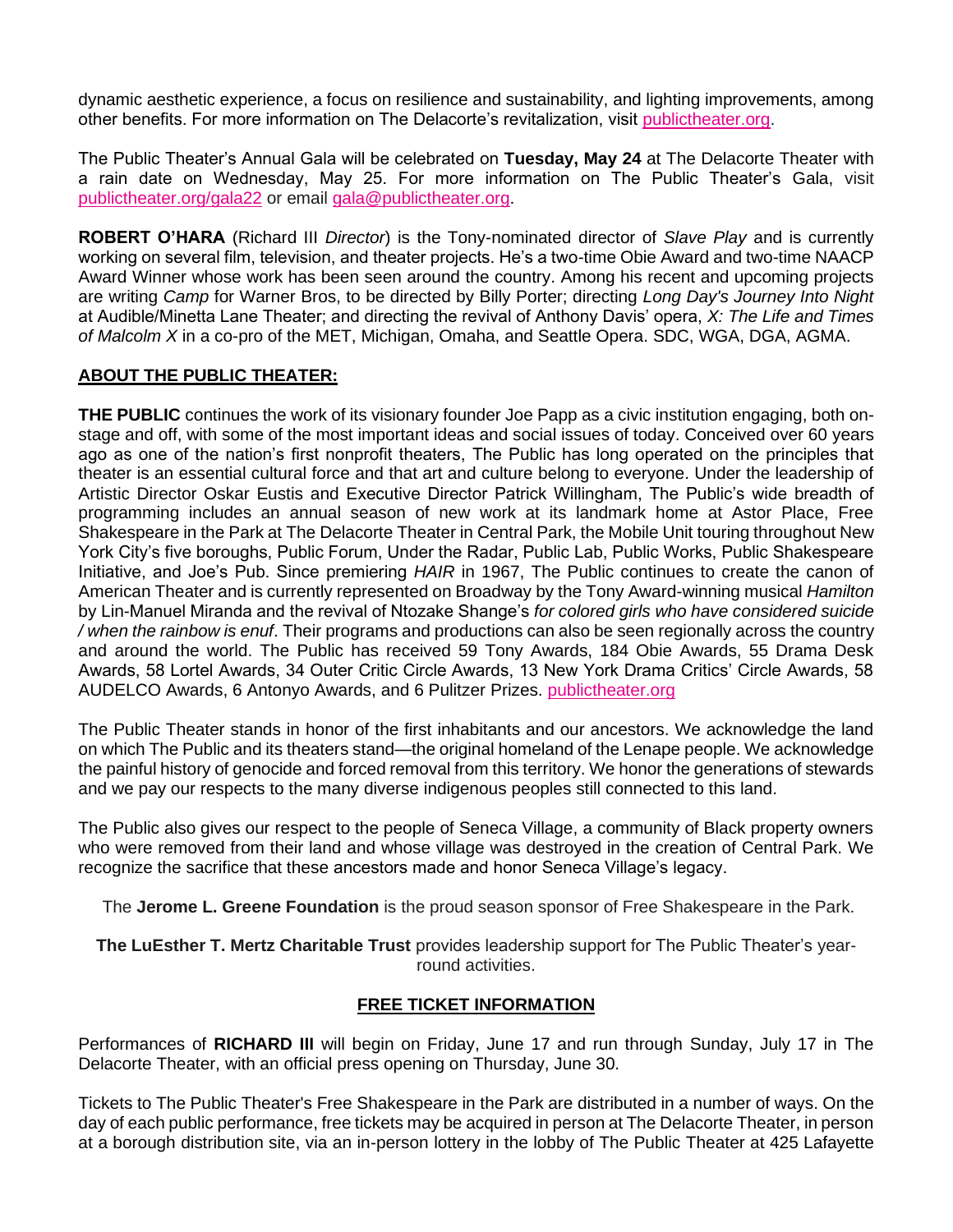dynamic aesthetic experience, a focus on resilience and sustainability, and lighting improvements, among other benefits. For more information on The Delacorte's revitalization, visit publictheater.org.

The Public Theater's Annual Gala will be celebrated on **Tuesday, May 24** at The Delacorte Theater with a rain date on Wednesday, May 25. For more information on The Public Theater's Gala, visit publictheater.org/gala22 or email gala@publictheater.org.

**ROBERT O'HARA** (Richard III *Director*) is the Tony-nominated director of *Slave Play* and is currently working on several film, television, and theater projects. He's a two-time Obie Award and two-time NAACP Award Winner whose work has been seen around the country. Among his recent and upcoming projects are writing *Camp* for Warner Bros, to be directed by Billy Porter; directing *Long Day's Journey Into Night* at Audible/Minetta Lane Theater; and directing the revival of Anthony Davis' opera, *X: The Life and Times of Malcolm X* in a co-pro of the MET, Michigan, Omaha, and Seattle Opera. SDC, WGA, DGA, AGMA.

## ABOUT THE PUBLIC THEATER:

**THE PUBLIC** continues the work of its visionary founder Joe Papp as a civic institution engaging, both on-stage and off, with some of the most important ideas and social issues of today. Conceived over 60 years ago as one of the nation's first nonprofit theaters, The Public has long operated on the principles that theater is an essential cultural force and that art and culture belong to everyone. Under the leadership of Artistic Director Oskar Eustis and Executive Director Patrick Willingham, The Public's wide breadth of programming includes an annual season of new work at its landmark home at Astor Place, Free Shakespeare in the Park at The Delacorte Theater in Central Park, the Mobile Unit touring throughout New York City's five boroughs, Public Forum, Under the Radar, Public Lab, Public Works, Public Shakespeare Initiative, and Joe's Pub. Since premiering *HAIR* in 1967, The Public continues to create the canon of American Theater and is currently represented on Broadway by the Tony Award-winning musical *Hamilton* by Lin-Manuel Miranda and the revival of Ntozake Shange's *for colored girls who have considered suicide / when the rainbow is enuf*. Their programs and productions can also be seen regionally across the country and around the world. The Public has received 59 Tony Awards, 184 Obie Awards, 55 Drama Desk Awards, 58 Lortel Awards, 34 Outer Critic Circle Awards, 13 New York Drama Critics' Circle Awards, 58 AUDELCO Awards, 6 Antonyo Awards, and 6 Pulitzer Prizes. publictheater.org

The Public Theater stands in honor of the first inhabitants and our ancestors. We acknowledge the land on which The Public and its theaters stand—the original homeland of the Lenape people. We acknowledge the painful history of genocide and forced removal from this territory. We honor the generations of stewards and we pay our respects to the many diverse indigenous peoples still connected to this land.

The Public also gives our respect to the people of Seneca Village, a community of Black property owners who were removed from their land and whose village was destroyed in the creation of Central Park. We recognize the sacrifice that these ancestors made and honor Seneca Village's legacy.

The **Jerome L. Greene Foundation** is the proud season sponsor of Free Shakespeare in the Park.

**The LuEsther T. Mertz Charitable Trust** provides leadership support for The Public Theater's year-round activities.

## FREE TICKET INFORMATION

Performances of **RICHARD III** will begin on Friday, June 17 and run through Sunday, July 17 in The Delacorte Theater, with an official press opening on Thursday, June 30.

Tickets to The Public Theater's Free Shakespeare in the Park are distributed in a number of ways. On the day of each public performance, free tickets may be acquired in person at The Delacorte Theater, in person at a borough distribution site, via an in-person lottery in the lobby of The Public Theater at 425 Lafayette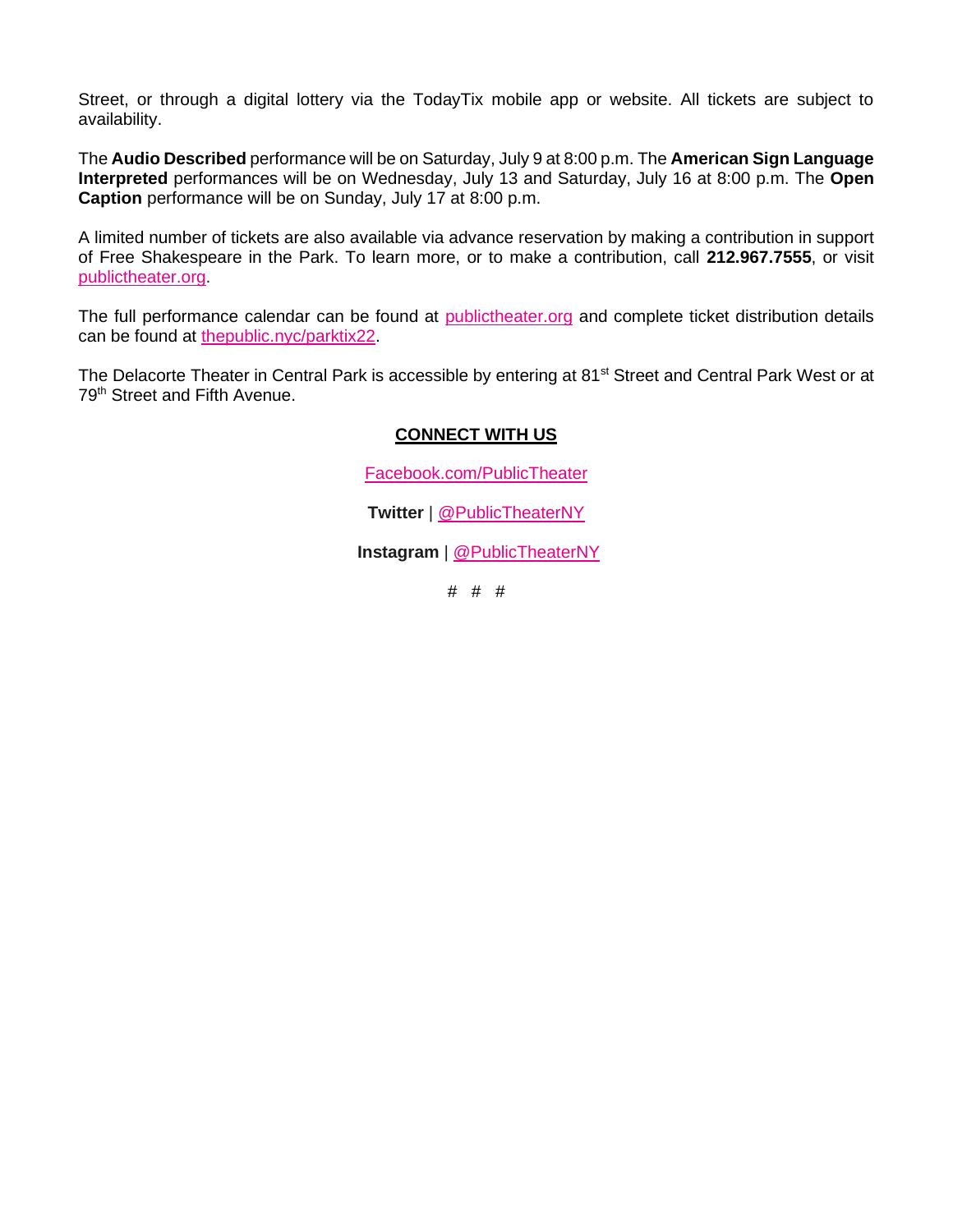Street, or through a digital lottery via the TodayTix mobile app or website. All tickets are subject to availability.

The **Audio Described** performance will be on Saturday, July 9 at 8:00 p.m. The **American Sign Language Interpreted** performances will be on Wednesday, July 13 and Saturday, July 16 at 8:00 p.m. The **Open Caption** performance will be on Sunday, July 17 at 8:00 p.m.

A limited number of tickets are also available via advance reservation by making a contribution in support of Free Shakespeare in the Park. To learn more, or to make a contribution, call **212.967.7555**, or visit publictheater.org.

The full performance calendar can be found at publictheater.org and complete ticket distribution details can be found at thepublic.nyc/parktix22.

The Delacorte Theater in Central Park is accessible by entering at 81st Street and Central Park West or at 79th Street and Fifth Avenue.

**CONNECT WITH US**

Facebook.com/PublicTheater

**Twitter** | @PublicTheaterNY

**Instagram** | @PublicTheaterNY

# # #